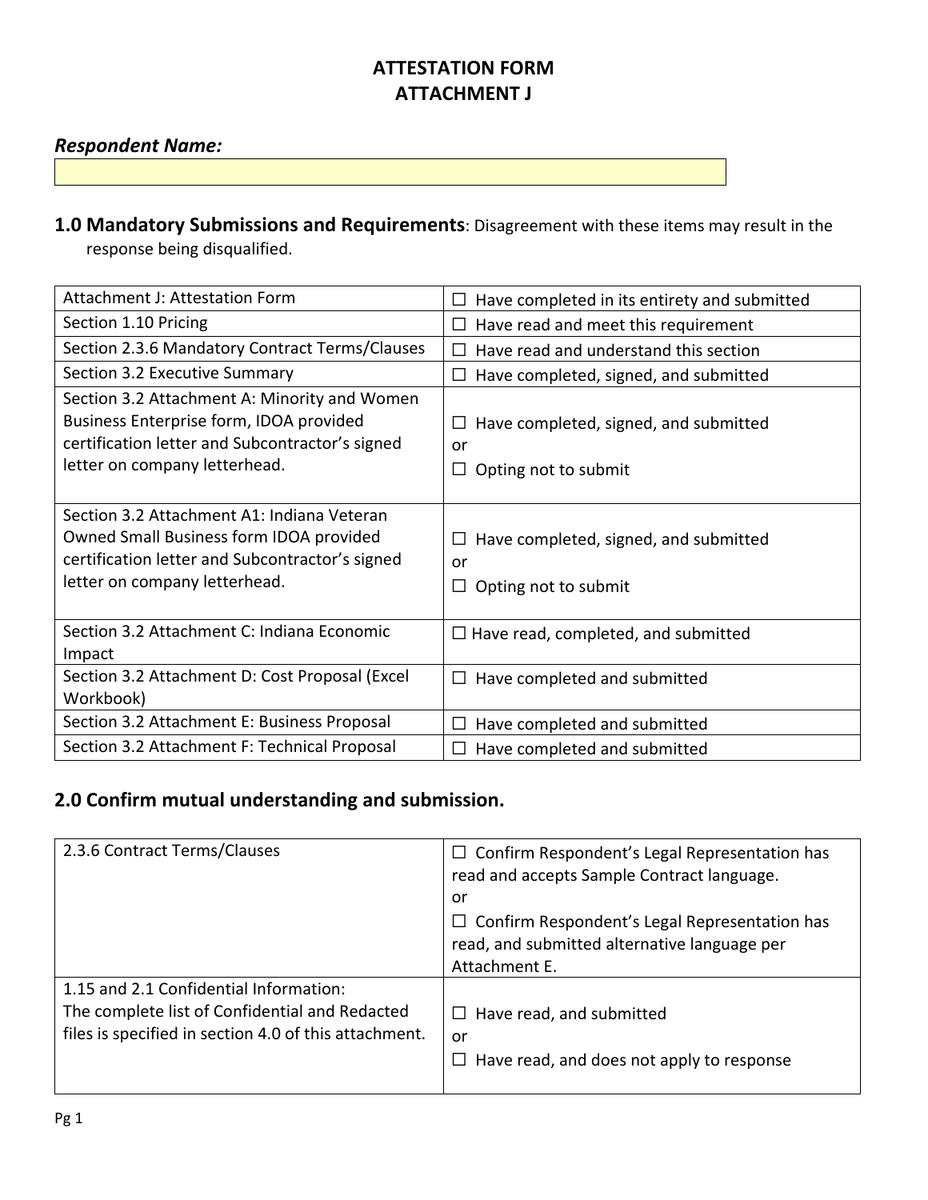# ATTESTATION FORM
# ATTACHMENT J

***Respondent Name:***

## 1.0 Mandatory Submissions and Requirements: Disagreement with these items may result in the response being disqualified.

| | |
|---|---|
| Attachment J: Attestation Form | ☐ Have completed in its entirety and submitted |
| Section 1.10 Pricing | ☐ Have read and meet this requirement |
| Section 2.3.6 Mandatory Contract Terms/Clauses | ☐ Have read and understand this section |
| Section 3.2 Executive Summary | ☐ Have completed, signed, and submitted |
| Section 3.2 Attachment A: Minority and Women Business Enterprise form, IDOA provided certification letter and Subcontractor's signed letter on company letterhead. | ☐ Have completed, signed, and submitted<br>or<br>☐ Opting not to submit |
| Section 3.2 Attachment A1: Indiana Veteran Owned Small Business form IDOA provided certification letter and Subcontractor's signed letter on company letterhead. | ☐ Have completed, signed, and submitted<br>or<br>☐ Opting not to submit |
| Section 3.2 Attachment C: Indiana Economic Impact | ☐ Have read, completed, and submitted |
| Section 3.2 Attachment D: Cost Proposal (Excel Workbook) | ☐ Have completed and submitted |
| Section 3.2 Attachment E: Business Proposal | ☐ Have completed and submitted |
| Section 3.2 Attachment F: Technical Proposal | ☐ Have completed and submitted |

## 2.0 Confirm mutual understanding and submission.

| | |
|---|---|
| 2.3.6 Contract Terms/Clauses | ☐ Confirm Respondent's Legal Representation has read and accepts Sample Contract language.<br>or<br>☐ Confirm Respondent's Legal Representation has read, and submitted alternative language per Attachment E. |
| 1.15 and 2.1 Confidential Information:<br>The complete list of Confidential and Redacted files is specified in section 4.0 of this attachment. | ☐ Have read, and submitted<br>or<br>☐ Have read, and does not apply to response |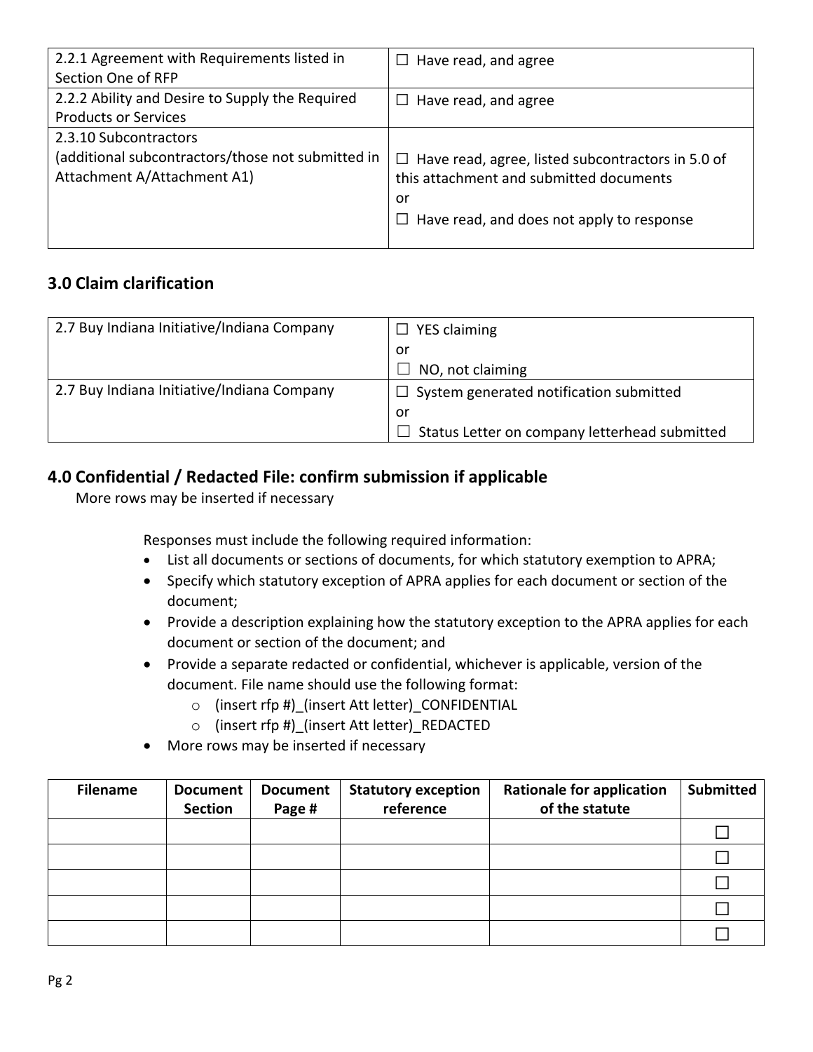| | |
|---|---|
| 2.2.1 Agreement with Requirements listed in Section One of RFP | ☐ Have read, and agree |
| 2.2.2 Ability and Desire to Supply the Required Products or Services | ☐ Have read, and agree |
| 2.3.10 Subcontractors (additional subcontractors/those not submitted in Attachment A/Attachment A1) | ☐ Have read, agree, listed subcontractors in 5.0 of this attachment and submitted documents<br>or<br>☐ Have read, and does not apply to response |

## 3.0 Claim clarification

| | |
|---|---|
| 2.7 Buy Indiana Initiative/Indiana Company | ☐ YES claiming<br>or<br>☐ NO, not claiming |
| 2.7 Buy Indiana Initiative/Indiana Company | ☐ System generated notification submitted<br>or<br>☐ Status Letter on company letterhead submitted |

## 4.0 Confidential / Redacted File: confirm submission if applicable

More rows may be inserted if necessary

Responses must include the following required information:

- List all documents or sections of documents, for which statutory exemption to APRA;
- Specify which statutory exception of APRA applies for each document or section of the document;
- Provide a description explaining how the statutory exception to the APRA applies for each document or section of the document; and
- Provide a separate redacted or confidential, whichever is applicable, version of the document. File name should use the following format:
    - (insert rfp #)_(insert Att letter)_CONFIDENTIAL
    - (insert rfp #)_(insert Att letter)_REDACTED
- More rows may be inserted if necessary

| Filename | Document Section | Document Page # | Statutory exception reference | Rationale for application of the statute | Submitted |
|---|---|---|---|---|---|
| | | | | | ☐ |
| | | | | | ☐ |
| | | | | | ☐ |
| | | | | | ☐ |
| | | | | | ☐ |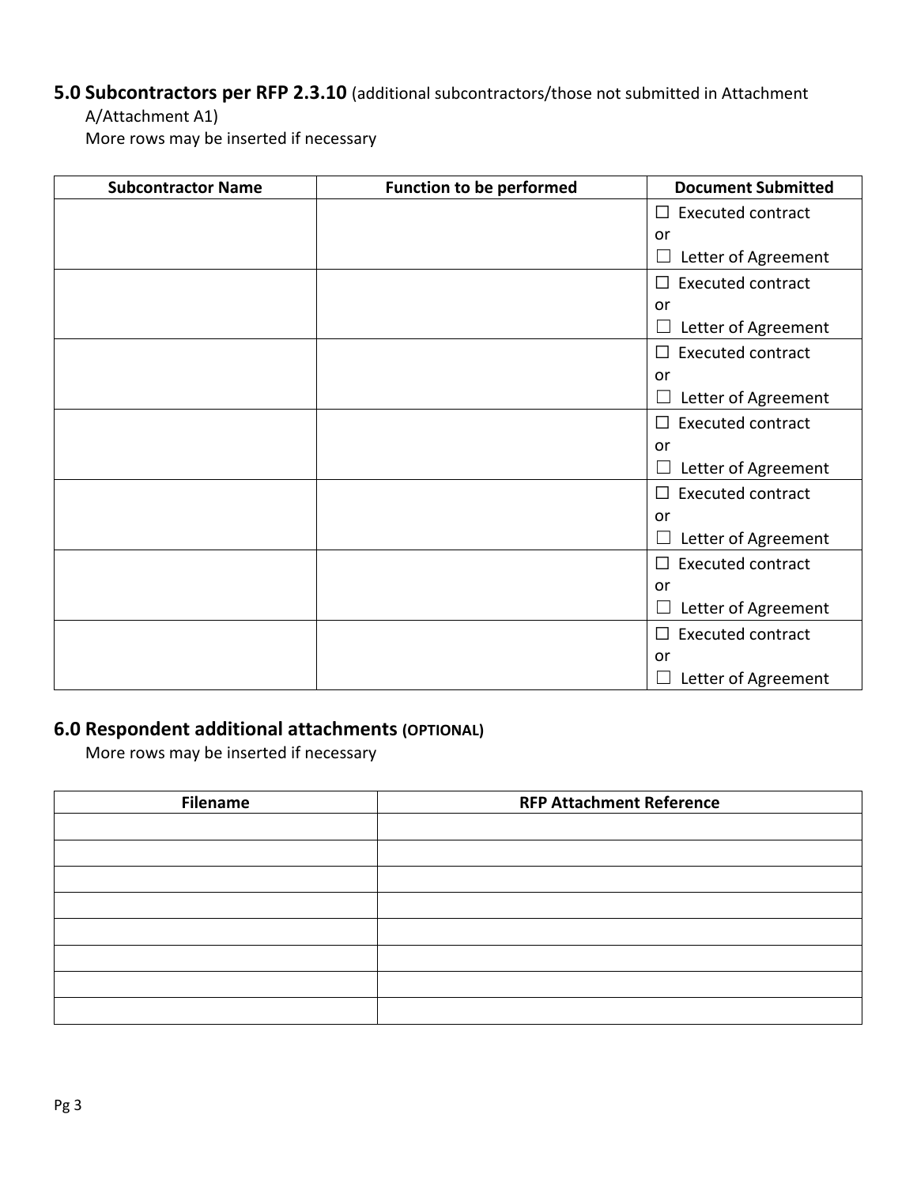## 5.0 Subcontractors per RFP 2.3.10 (additional subcontractors/those not submitted in Attachment A/Attachment A1)

More rows may be inserted if necessary

| Subcontractor Name | Function to be performed | Document Submitted |
|---|---|---|
| | | ☐ Executed contract<br>or<br>☐ Letter of Agreement |
| | | ☐ Executed contract<br>or<br>☐ Letter of Agreement |
| | | ☐ Executed contract<br>or<br>☐ Letter of Agreement |
| | | ☐ Executed contract<br>or<br>☐ Letter of Agreement |
| | | ☐ Executed contract<br>or<br>☐ Letter of Agreement |
| | | ☐ Executed contract<br>or<br>☐ Letter of Agreement |
| | | ☐ Executed contract<br>or<br>☐ Letter of Agreement |

## 6.0 Respondent additional attachments (OPTIONAL)

More rows may be inserted if necessary

| Filename | RFP Attachment Reference |
|---|---|
| | |
| | |
| | |
| | |
| | |
| | |
| | |
| | |